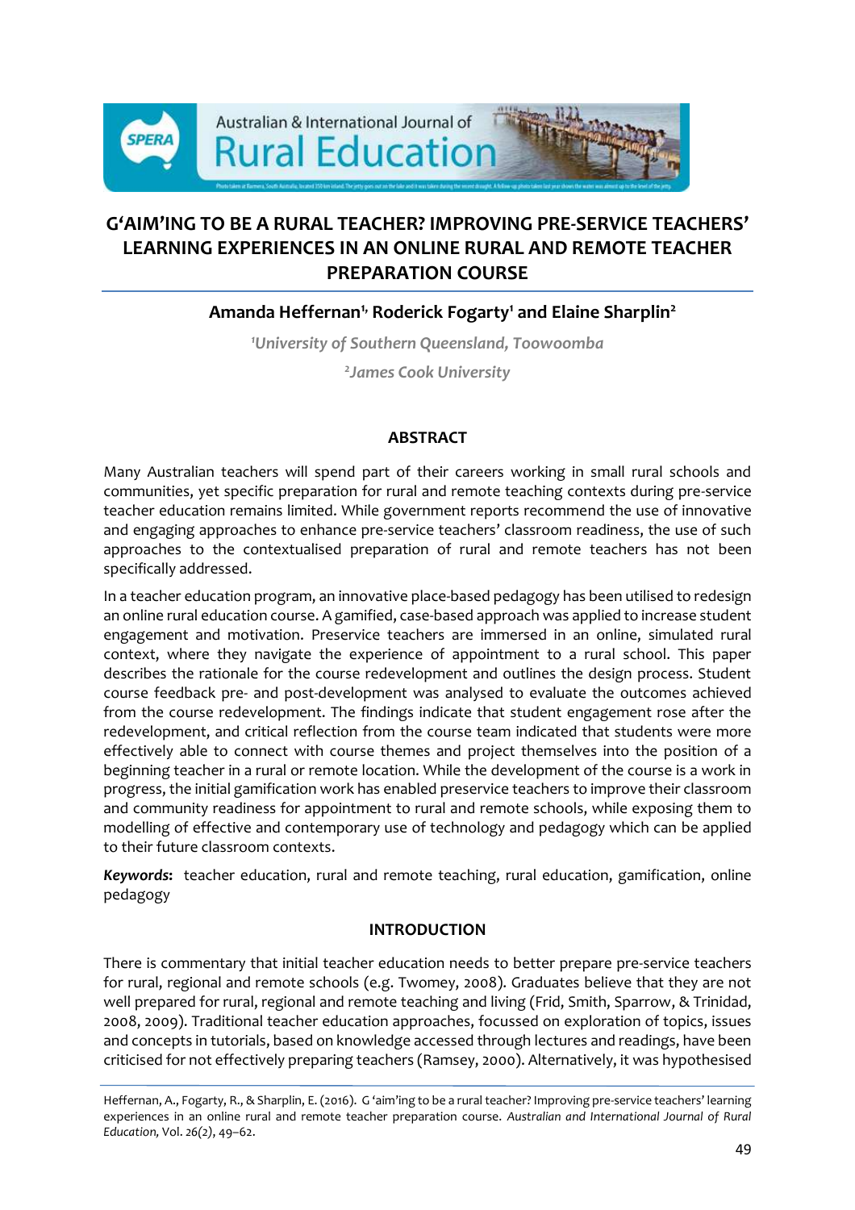# G'AIM'ING TO BE A RURAL TEACHER? IMPROVING PRE-SERVICE TEACHERS' LEARNING EXPERIENCES IN AN ONLINE RURAL AND REMOTE TEACHER PREPARATION COURSE

**Amanda Heffernan[1], Roderick Fogarty[1] and Elaine Sharplin[2]**

*[1]University of Southern Queensland, Toowoomba*

*[2]James Cook University*

## ABSTRACT

Many Australian teachers will spend part of their careers working in small rural schools and communities, yet specific preparation for rural and remote teaching contexts during pre-service teacher education remains limited. While government reports recommend the use of innovative and engaging approaches to enhance pre-service teachers' classroom readiness, the use of such approaches to the contextualised preparation of rural and remote teachers has not been specifically addressed.

In a teacher education program, an innovative place-based pedagogy has been utilised to redesign an online rural education course. A gamified, case-based approach was applied to increase student engagement and motivation. Preservice teachers are immersed in an online, simulated rural context, where they navigate the experience of appointment to a rural school. This paper describes the rationale for the course redevelopment and outlines the design process. Student course feedback pre- and post-development was analysed to evaluate the outcomes achieved from the course redevelopment. The findings indicate that student engagement rose after the redevelopment, and critical reflection from the course team indicated that students were more effectively able to connect with course themes and project themselves into the position of a beginning teacher in a rural or remote location. While the development of the course is a work in progress, the initial gamification work has enabled preservice teachers to improve their classroom and community readiness for appointment to rural and remote schools, while exposing them to modelling of effective and contemporary use of technology and pedagogy which can be applied to their future classroom contexts.

***Keywords*:** teacher education, rural and remote teaching, rural education, gamification, online pedagogy

## INTRODUCTION

There is commentary that initial teacher education needs to better prepare pre-service teachers for rural, regional and remote schools (e.g. Twomey, 2008). Graduates believe that they are not well prepared for rural, regional and remote teaching and living (Frid, Smith, Sparrow, & Trinidad, 2008, 2009). Traditional teacher education approaches, focussed on exploration of topics, issues and concepts in tutorials, based on knowledge accessed through lectures and readings, have been criticised for not effectively preparing teachers (Ramsey, 2000). Alternatively, it was hypothesised

Heffernan, A., Fogarty, R., & Sharplin, E. (2016). G'aim'ing to be a rural teacher? Improving pre-service teachers' learning experiences in an online rural and remote teacher preparation course. *Australian and International Journal of Rural Education,* Vol. *26(2)*, 49–62.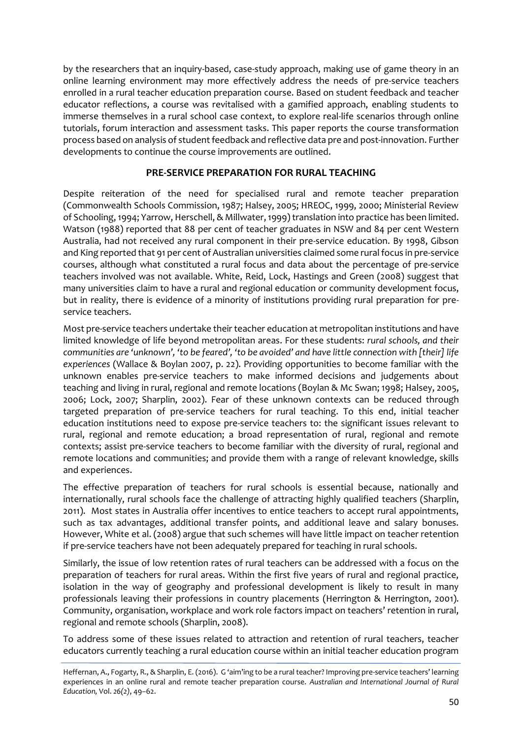by the researchers that an inquiry-based, case-study approach, making use of game theory in an online learning environment may more effectively address the needs of pre-service teachers enrolled in a rural teacher education preparation course. Based on student feedback and teacher educator reflections, a course was revitalised with a gamified approach, enabling students to immerse themselves in a rural school case context, to explore real-life scenarios through online tutorials, forum interaction and assessment tasks. This paper reports the course transformation process based on analysis of student feedback and reflective data pre and post-innovation. Further developments to continue the course improvements are outlined.

## PRE-SERVICE PREPARATION FOR RURAL TEACHING

Despite reiteration of the need for specialised rural and remote teacher preparation (Commonwealth Schools Commission, 1987; Halsey, 2005; HREOC, 1999, 2000; Ministerial Review of Schooling, 1994; Yarrow, Herschell, & Millwater, 1999) translation into practice has been limited. Watson (1988) reported that 88 per cent of teacher graduates in NSW and 84 per cent Western Australia, had not received any rural component in their pre-service education. By 1998, Gibson and King reported that 91 per cent of Australian universities claimed some rural focus in pre-service courses, although what constituted a rural focus and data about the percentage of pre-service teachers involved was not available. White, Reid, Lock, Hastings and Green (2008) suggest that many universities claim to have a rural and regional education or community development focus, but in reality, there is evidence of a minority of institutions providing rural preparation for pre-service teachers.

Most pre-service teachers undertake their teacher education at metropolitan institutions and have limited knowledge of life beyond metropolitan areas. For these students: *rural schools, and their communities are 'unknown', 'to be feared', 'to be avoided' and have little connection with [their] life experiences* (Wallace & Boylan 2007, p. 22). Providing opportunities to become familiar with the unknown enables pre-service teachers to make informed decisions and judgements about teaching and living in rural, regional and remote locations (Boylan & Mc Swan; 1998; Halsey, 2005, 2006; Lock, 2007; Sharplin, 2002). Fear of these unknown contexts can be reduced through targeted preparation of pre-service teachers for rural teaching. To this end, initial teacher education institutions need to expose pre-service teachers to: the significant issues relevant to rural, regional and remote education; a broad representation of rural, regional and remote contexts; assist pre-service teachers to become familiar with the diversity of rural, regional and remote locations and communities; and provide them with a range of relevant knowledge, skills and experiences.

The effective preparation of teachers for rural schools is essential because, nationally and internationally, rural schools face the challenge of attracting highly qualified teachers (Sharplin, 2011). Most states in Australia offer incentives to entice teachers to accept rural appointments, such as tax advantages, additional transfer points, and additional leave and salary bonuses. However, White et al. (2008) argue that such schemes will have little impact on teacher retention if pre-service teachers have not been adequately prepared for teaching in rural schools.

Similarly, the issue of low retention rates of rural teachers can be addressed with a focus on the preparation of teachers for rural areas. Within the first five years of rural and regional practice, isolation in the way of geography and professional development is likely to result in many professionals leaving their professions in country placements (Herrington & Herrington, 2001). Community, organisation, workplace and work role factors impact on teachers' retention in rural, regional and remote schools (Sharplin, 2008).

To address some of these issues related to attraction and retention of rural teachers, teacher educators currently teaching a rural education course within an initial teacher education program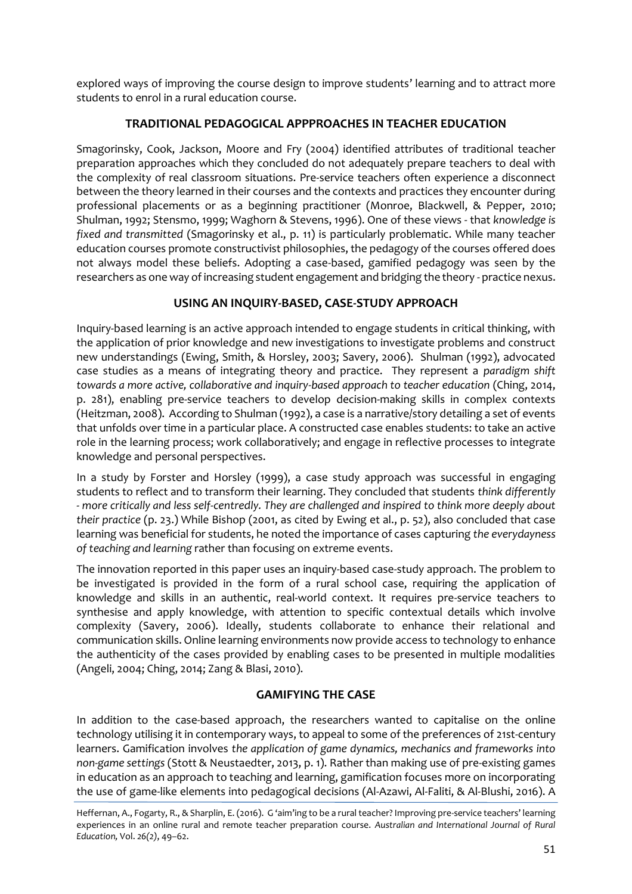explored ways of improving the course design to improve students' learning and to attract more students to enrol in a rural education course.

## TRADITIONAL PEDAGOGICAL APPPROACHES IN TEACHER EDUCATION

Smagorinsky, Cook, Jackson, Moore and Fry (2004) identified attributes of traditional teacher preparation approaches which they concluded do not adequately prepare teachers to deal with the complexity of real classroom situations. Pre-service teachers often experience a disconnect between the theory learned in their courses and the contexts and practices they encounter during professional placements or as a beginning practitioner (Monroe, Blackwell, & Pepper, 2010; Shulman, 1992; Stensmo, 1999; Waghorn & Stevens, 1996). One of these views - that *knowledge is fixed and transmitted* (Smagorinsky et al., p. 11) is particularly problematic. While many teacher education courses promote constructivist philosophies, the pedagogy of the courses offered does not always model these beliefs. Adopting a case-based, gamified pedagogy was seen by the researchers as one way of increasing student engagement and bridging the theory - practice nexus.

## USING AN INQUIRY-BASED, CASE-STUDY APPROACH

Inquiry-based learning is an active approach intended to engage students in critical thinking, with the application of prior knowledge and new investigations to investigate problems and construct new understandings (Ewing, Smith, & Horsley, 2003; Savery, 2006). Shulman (1992), advocated case studies as a means of integrating theory and practice. They represent a *paradigm shift towards a more active, collaborative and inquiry-based approach to teacher education* (Ching, 2014, p. 281), enabling pre-service teachers to develop decision-making skills in complex contexts (Heitzman, 2008). According to Shulman (1992), a case is a narrative/story detailing a set of events that unfolds over time in a particular place. A constructed case enables students: to take an active role in the learning process; work collaboratively; and engage in reflective processes to integrate knowledge and personal perspectives.

In a study by Forster and Horsley (1999), a case study approach was successful in engaging students to reflect and to transform their learning. They concluded that students *think differently - more critically and less self-centredly. They are challenged and inspired to think more deeply about their practice* (p. 23.) While Bishop (2001, as cited by Ewing et al., p. 52), also concluded that case learning was beneficial for students, he noted the importance of cases capturing *the everydayness of teaching and learning* rather than focusing on extreme events.

The innovation reported in this paper uses an inquiry-based case-study approach. The problem to be investigated is provided in the form of a rural school case, requiring the application of knowledge and skills in an authentic, real-world context. It requires pre-service teachers to synthesise and apply knowledge, with attention to specific contextual details which involve complexity (Savery, 2006). Ideally, students collaborate to enhance their relational and communication skills. Online learning environments now provide access to technology to enhance the authenticity of the cases provided by enabling cases to be presented in multiple modalities (Angeli, 2004; Ching, 2014; Zang & Blasi, 2010).

## GAMIFYING THE CASE

In addition to the case-based approach, the researchers wanted to capitalise on the online technology utilising it in contemporary ways, to appeal to some of the preferences of 21st-century learners. Gamification involves *the application of game dynamics, mechanics and frameworks into non-game settings* (Stott & Neustaedter, 2013, p. 1). Rather than making use of pre-existing games in education as an approach to teaching and learning, gamification focuses more on incorporating the use of game-like elements into pedagogical decisions (Al-Azawi, Al-Faliti, & Al-Blushi, 2016). A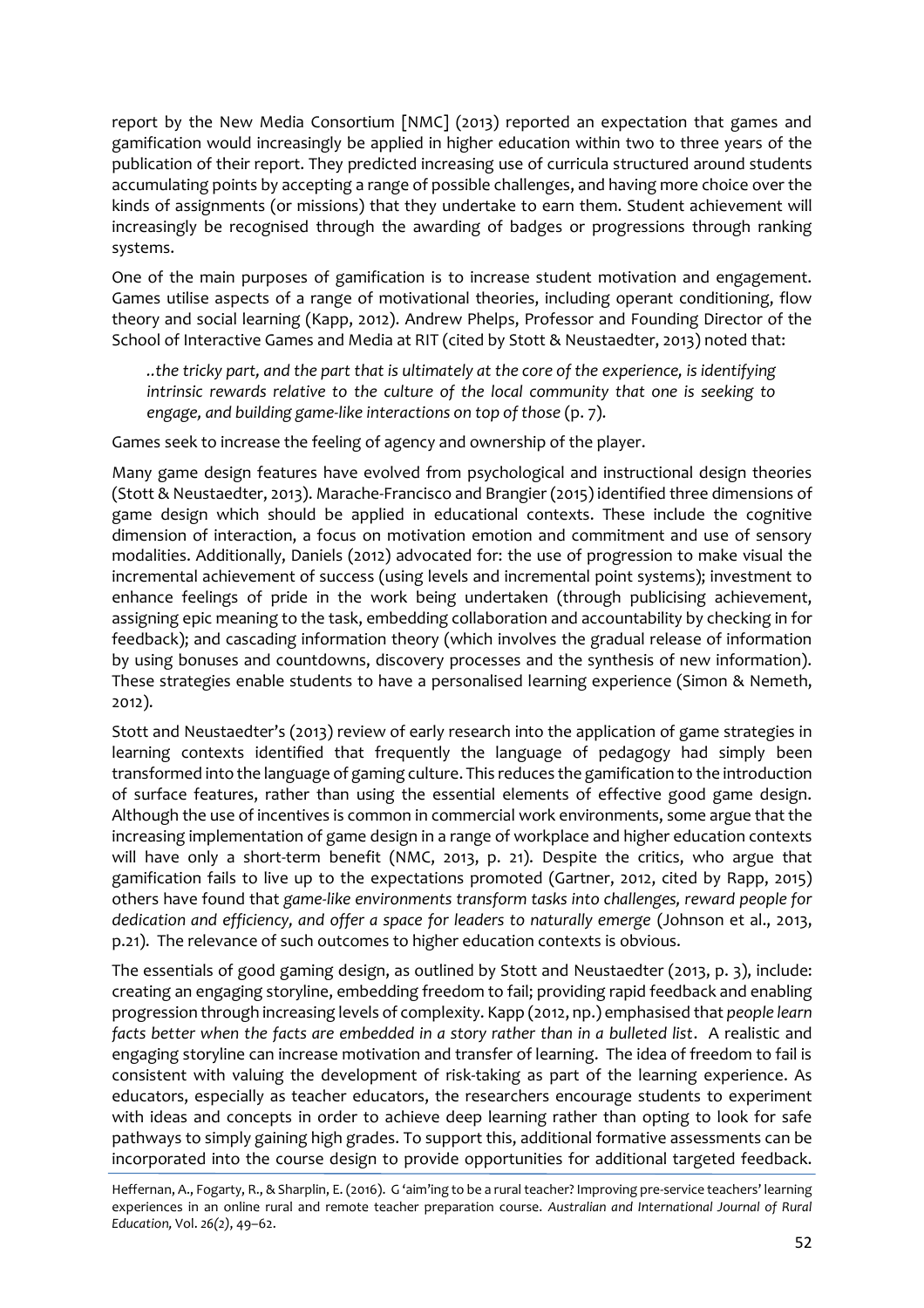report by the New Media Consortium [NMC] (2013) reported an expectation that games and gamification would increasingly be applied in higher education within two to three years of the publication of their report. They predicted increasing use of curricula structured around students accumulating points by accepting a range of possible challenges, and having more choice over the kinds of assignments (or missions) that they undertake to earn them. Student achievement will increasingly be recognised through the awarding of badges or progressions through ranking systems.

One of the main purposes of gamification is to increase student motivation and engagement. Games utilise aspects of a range of motivational theories, including operant conditioning, flow theory and social learning (Kapp, 2012). Andrew Phelps, Professor and Founding Director of the School of Interactive Games and Media at RIT (cited by Stott & Neustaedter, 2013) noted that:

> *..the tricky part, and the part that is ultimately at the core of the experience, is identifying intrinsic rewards relative to the culture of the local community that one is seeking to engage, and building game-like interactions on top of those* (p. 7).

Games seek to increase the feeling of agency and ownership of the player.

Many game design features have evolved from psychological and instructional design theories (Stott & Neustaedter, 2013). Marache-Francisco and Brangier (2015) identified three dimensions of game design which should be applied in educational contexts. These include the cognitive dimension of interaction, a focus on motivation emotion and commitment and use of sensory modalities. Additionally, Daniels (2012) advocated for: the use of progression to make visual the incremental achievement of success (using levels and incremental point systems); investment to enhance feelings of pride in the work being undertaken (through publicising achievement, assigning epic meaning to the task, embedding collaboration and accountability by checking in for feedback); and cascading information theory (which involves the gradual release of information by using bonuses and countdowns, discovery processes and the synthesis of new information). These strategies enable students to have a personalised learning experience (Simon & Nemeth, 2012).

Stott and Neustaedter's (2013) review of early research into the application of game strategies in learning contexts identified that frequently the language of pedagogy had simply been transformed into the language of gaming culture. This reduces the gamification to the introduction of surface features, rather than using the essential elements of effective good game design. Although the use of incentives is common in commercial work environments, some argue that the increasing implementation of game design in a range of workplace and higher education contexts will have only a short-term benefit (NMC, 2013, p. 21). Despite the critics, who argue that gamification fails to live up to the expectations promoted (Gartner, 2012, cited by Rapp, 2015) others have found that *game-like environments transform tasks into challenges, reward people for dedication and efficiency, and offer a space for leaders to naturally emerge* (Johnson et al., 2013, p.21). The relevance of such outcomes to higher education contexts is obvious.

The essentials of good gaming design, as outlined by Stott and Neustaedter (2013, p. 3), include: creating an engaging storyline, embedding freedom to fail; providing rapid feedback and enabling progression through increasing levels of complexity. Kapp (2012, np.) emphasised that *people learn facts better when the facts are embedded in a story rather than in a bulleted list*. A realistic and engaging storyline can increase motivation and transfer of learning. The idea of freedom to fail is consistent with valuing the development of risk-taking as part of the learning experience. As educators, especially as teacher educators, the researchers encourage students to experiment with ideas and concepts in order to achieve deep learning rather than opting to look for safe pathways to simply gaining high grades. To support this, additional formative assessments can be incorporated into the course design to provide opportunities for additional targeted feedback.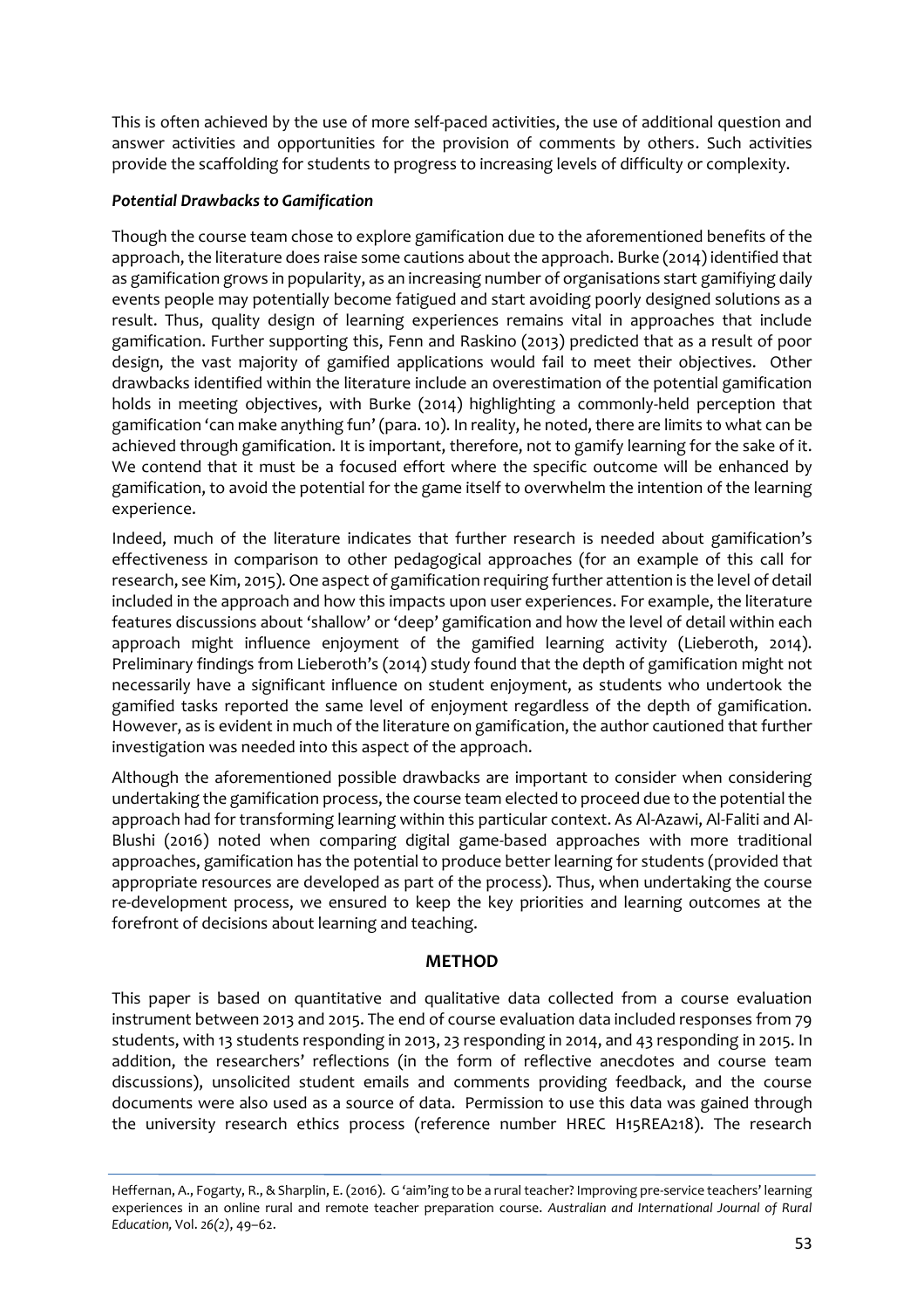This is often achieved by the use of more self-paced activities, the use of additional question and answer activities and opportunities for the provision of comments by others. Such activities provide the scaffolding for students to progress to increasing levels of difficulty or complexity.

***Potential Drawbacks to Gamification***

Though the course team chose to explore gamification due to the aforementioned benefits of the approach, the literature does raise some cautions about the approach. Burke (2014) identified that as gamification grows in popularity, as an increasing number of organisations start gamifiying daily events people may potentially become fatigued and start avoiding poorly designed solutions as a result. Thus, quality design of learning experiences remains vital in approaches that include gamification. Further supporting this, Fenn and Raskino (2013) predicted that as a result of poor design, the vast majority of gamified applications would fail to meet their objectives. Other drawbacks identified within the literature include an overestimation of the potential gamification holds in meeting objectives, with Burke (2014) highlighting a commonly-held perception that gamification 'can make anything fun' (para. 10). In reality, he noted, there are limits to what can be achieved through gamification. It is important, therefore, not to gamify learning for the sake of it. We contend that it must be a focused effort where the specific outcome will be enhanced by gamification, to avoid the potential for the game itself to overwhelm the intention of the learning experience.

Indeed, much of the literature indicates that further research is needed about gamification's effectiveness in comparison to other pedagogical approaches (for an example of this call for research, see Kim, 2015). One aspect of gamification requiring further attention is the level of detail included in the approach and how this impacts upon user experiences. For example, the literature features discussions about 'shallow' or 'deep' gamification and how the level of detail within each approach might influence enjoyment of the gamified learning activity (Lieberoth, 2014). Preliminary findings from Lieberoth's (2014) study found that the depth of gamification might not necessarily have a significant influence on student enjoyment, as students who undertook the gamified tasks reported the same level of enjoyment regardless of the depth of gamification. However, as is evident in much of the literature on gamification, the author cautioned that further investigation was needed into this aspect of the approach.

Although the aforementioned possible drawbacks are important to consider when considering undertaking the gamification process, the course team elected to proceed due to the potential the approach had for transforming learning within this particular context. As Al-Azawi, Al-Faliti and Al-Blushi (2016) noted when comparing digital game-based approaches with more traditional approaches, gamification has the potential to produce better learning for students (provided that appropriate resources are developed as part of the process). Thus, when undertaking the course re-development process, we ensured to keep the key priorities and learning outcomes at the forefront of decisions about learning and teaching.

## METHOD

This paper is based on quantitative and qualitative data collected from a course evaluation instrument between 2013 and 2015. The end of course evaluation data included responses from 79 students, with 13 students responding in 2013, 23 responding in 2014, and 43 responding in 2015. In addition, the researchers' reflections (in the form of reflective anecdotes and course team discussions), unsolicited student emails and comments providing feedback, and the course documents were also used as a source of data. Permission to use this data was gained through the university research ethics process (reference number HREC H15REA218). The research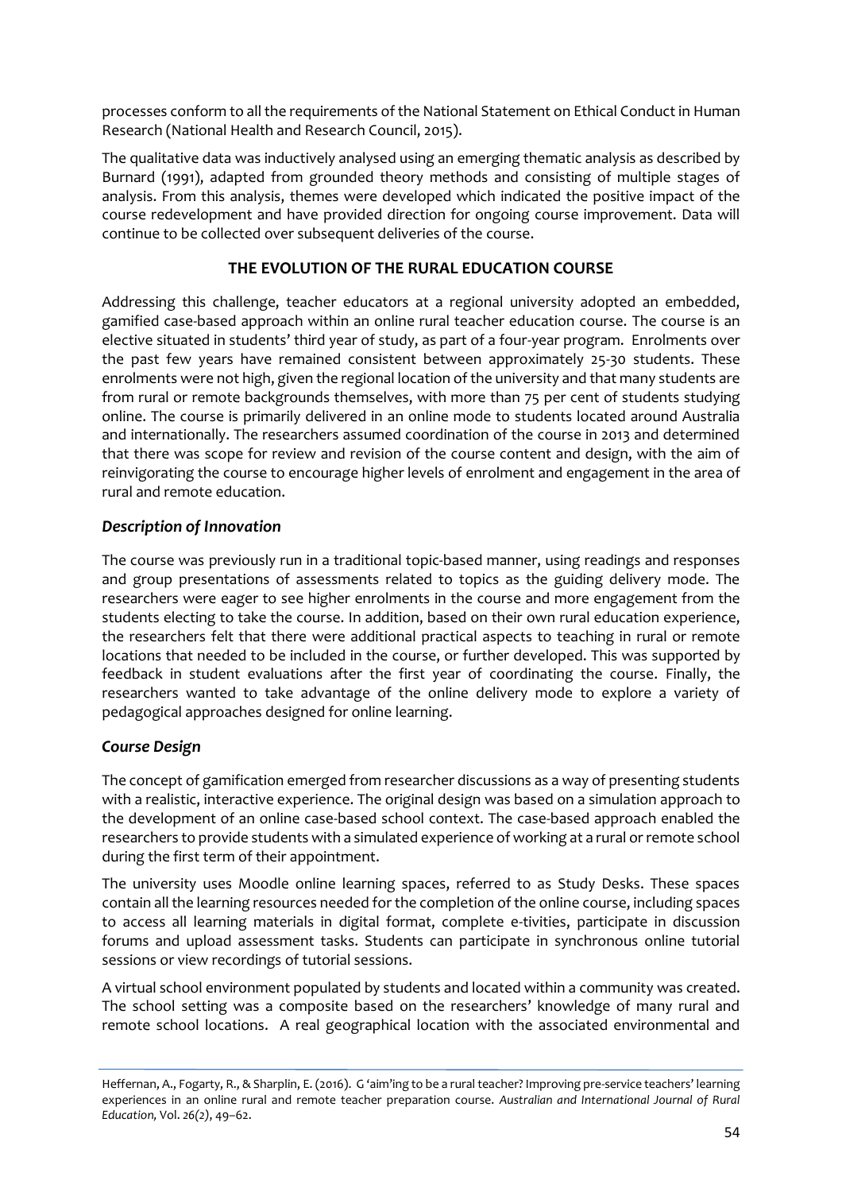processes conform to all the requirements of the National Statement on Ethical Conduct in Human Research (National Health and Research Council, 2015).

The qualitative data was inductively analysed using an emerging thematic analysis as described by Burnard (1991), adapted from grounded theory methods and consisting of multiple stages of analysis. From this analysis, themes were developed which indicated the positive impact of the course redevelopment and have provided direction for ongoing course improvement. Data will continue to be collected over subsequent deliveries of the course.

## THE EVOLUTION OF THE RURAL EDUCATION COURSE

Addressing this challenge, teacher educators at a regional university adopted an embedded, gamified case-based approach within an online rural teacher education course. The course is an elective situated in students' third year of study, as part of a four-year program. Enrolments over the past few years have remained consistent between approximately 25-30 students. These enrolments were not high, given the regional location of the university and that many students are from rural or remote backgrounds themselves, with more than 75 per cent of students studying online. The course is primarily delivered in an online mode to students located around Australia and internationally. The researchers assumed coordination of the course in 2013 and determined that there was scope for review and revision of the course content and design, with the aim of reinvigorating the course to encourage higher levels of enrolment and engagement in the area of rural and remote education.

### *Description of Innovation*

The course was previously run in a traditional topic-based manner, using readings and responses and group presentations of assessments related to topics as the guiding delivery mode. The researchers were eager to see higher enrolments in the course and more engagement from the students electing to take the course. In addition, based on their own rural education experience, the researchers felt that there were additional practical aspects to teaching in rural or remote locations that needed to be included in the course, or further developed. This was supported by feedback in student evaluations after the first year of coordinating the course. Finally, the researchers wanted to take advantage of the online delivery mode to explore a variety of pedagogical approaches designed for online learning.

### *Course Design*

The concept of gamification emerged from researcher discussions as a way of presenting students with a realistic, interactive experience. The original design was based on a simulation approach to the development of an online case-based school context. The case-based approach enabled the researchers to provide students with a simulated experience of working at a rural or remote school during the first term of their appointment.

The university uses Moodle online learning spaces, referred to as Study Desks. These spaces contain all the learning resources needed for the completion of the online course, including spaces to access all learning materials in digital format, complete e-tivities, participate in discussion forums and upload assessment tasks. Students can participate in synchronous online tutorial sessions or view recordings of tutorial sessions.

A virtual school environment populated by students and located within a community was created. The school setting was a composite based on the researchers' knowledge of many rural and remote school locations. A real geographical location with the associated environmental and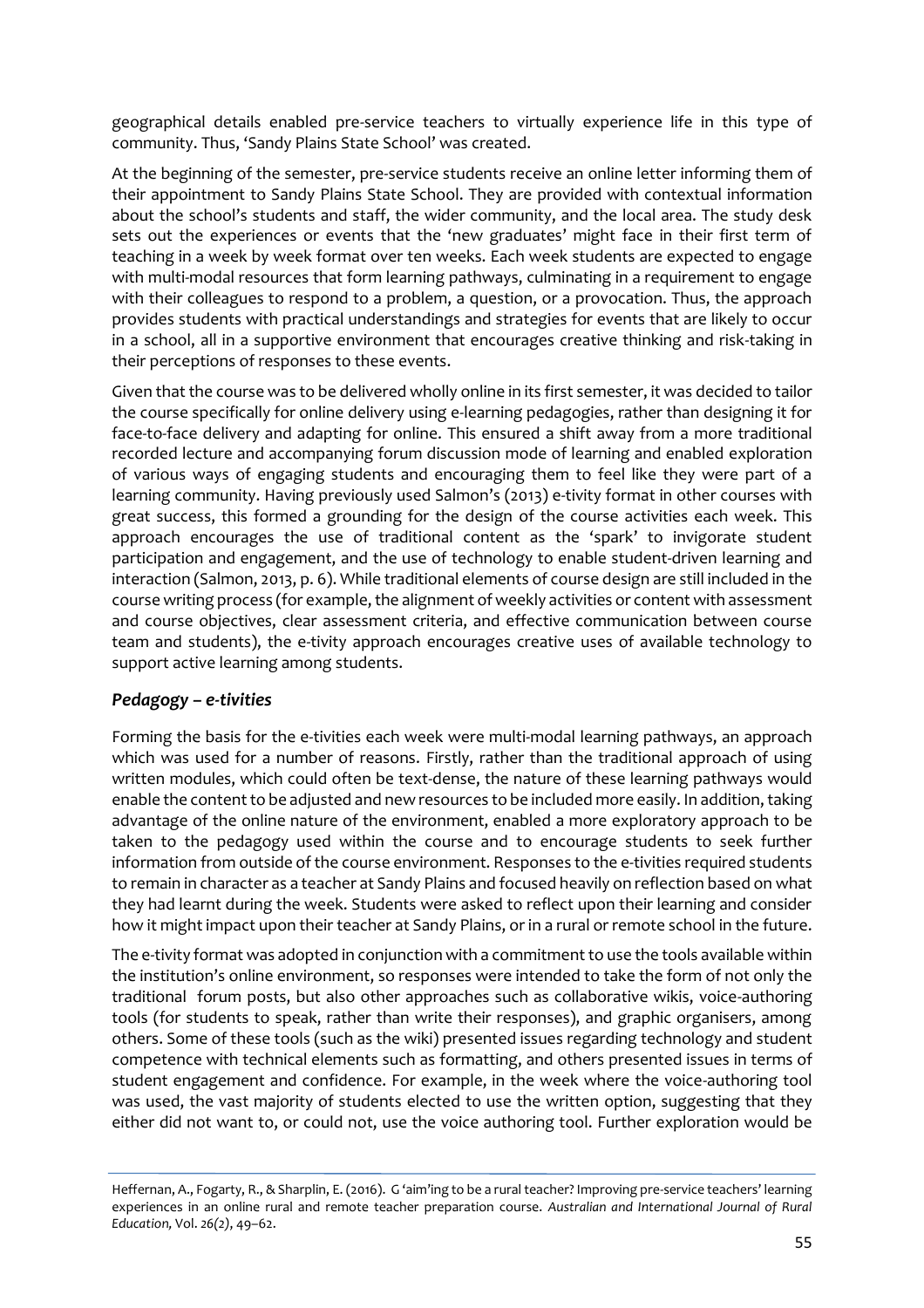geographical details enabled pre-service teachers to virtually experience life in this type of community. Thus, 'Sandy Plains State School' was created.

At the beginning of the semester, pre-service students receive an online letter informing them of their appointment to Sandy Plains State School. They are provided with contextual information about the school's students and staff, the wider community, and the local area. The study desk sets out the experiences or events that the 'new graduates' might face in their first term of teaching in a week by week format over ten weeks. Each week students are expected to engage with multi-modal resources that form learning pathways, culminating in a requirement to engage with their colleagues to respond to a problem, a question, or a provocation. Thus, the approach provides students with practical understandings and strategies for events that are likely to occur in a school, all in a supportive environment that encourages creative thinking and risk-taking in their perceptions of responses to these events.

Given that the course was to be delivered wholly online in its first semester, it was decided to tailor the course specifically for online delivery using e-learning pedagogies, rather than designing it for face-to-face delivery and adapting for online. This ensured a shift away from a more traditional recorded lecture and accompanying forum discussion mode of learning and enabled exploration of various ways of engaging students and encouraging them to feel like they were part of a learning community. Having previously used Salmon's (2013) e-tivity format in other courses with great success, this formed a grounding for the design of the course activities each week. This approach encourages the use of traditional content as the 'spark' to invigorate student participation and engagement, and the use of technology to enable student-driven learning and interaction (Salmon, 2013, p. 6). While traditional elements of course design are still included in the course writing process (for example, the alignment of weekly activities or content with assessment and course objectives, clear assessment criteria, and effective communication between course team and students), the e-tivity approach encourages creative uses of available technology to support active learning among students.

### *Pedagogy – e-tivities*

Forming the basis for the e-tivities each week were multi-modal learning pathways, an approach which was used for a number of reasons. Firstly, rather than the traditional approach of using written modules, which could often be text-dense, the nature of these learning pathways would enable the content to be adjusted and new resources to be included more easily. In addition, taking advantage of the online nature of the environment, enabled a more exploratory approach to be taken to the pedagogy used within the course and to encourage students to seek further information from outside of the course environment. Responses to the e-tivities required students to remain in character as a teacher at Sandy Plains and focused heavily on reflection based on what they had learnt during the week. Students were asked to reflect upon their learning and consider how it might impact upon their teacher at Sandy Plains, or in a rural or remote school in the future.

The e-tivity format was adopted in conjunction with a commitment to use the tools available within the institution's online environment, so responses were intended to take the form of not only the traditional forum posts, but also other approaches such as collaborative wikis, voice-authoring tools (for students to speak, rather than write their responses), and graphic organisers, among others. Some of these tools (such as the wiki) presented issues regarding technology and student competence with technical elements such as formatting, and others presented issues in terms of student engagement and confidence. For example, in the week where the voice-authoring tool was used, the vast majority of students elected to use the written option, suggesting that they either did not want to, or could not, use the voice authoring tool. Further exploration would be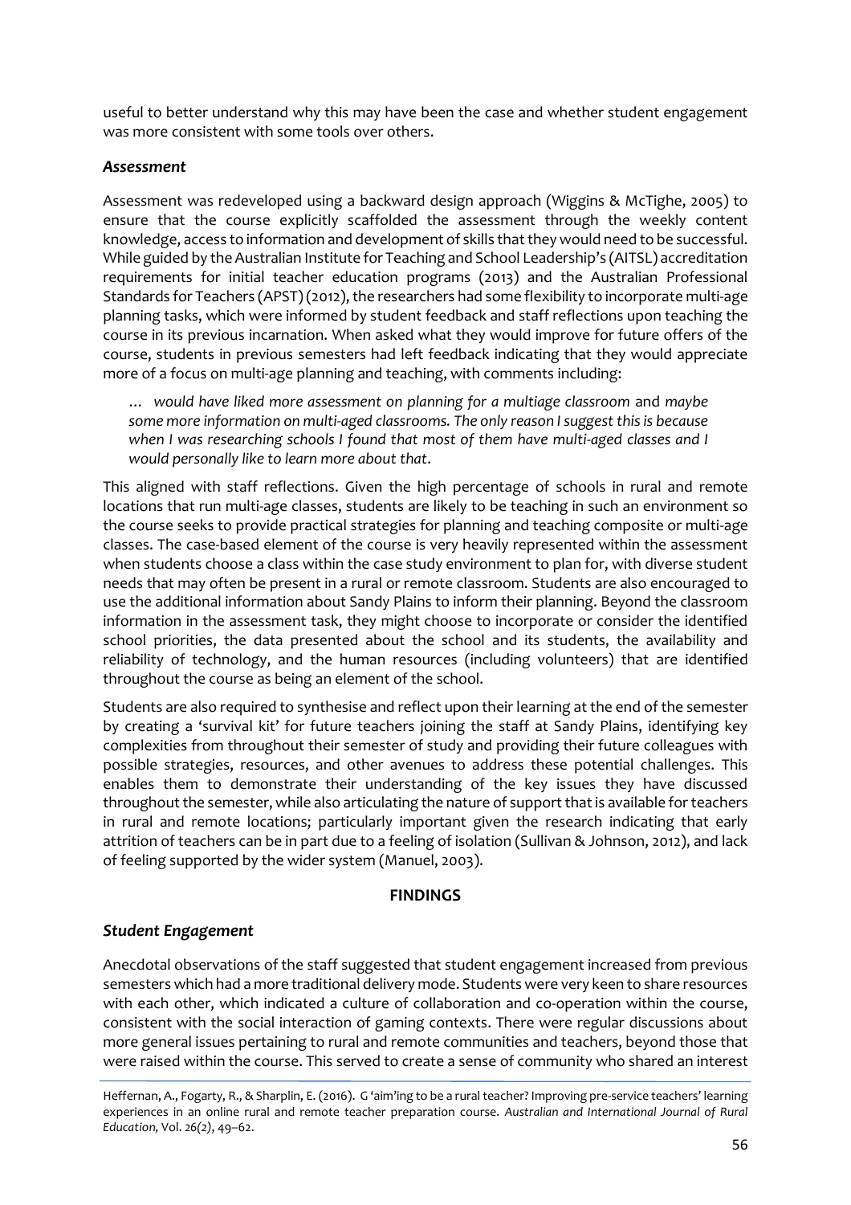useful to better understand why this may have been the case and whether student engagement was more consistent with some tools over others.

### *Assessment*

Assessment was redeveloped using a backward design approach (Wiggins & McTighe, 2005) to ensure that the course explicitly scaffolded the assessment through the weekly content knowledge, access to information and development of skills that they would need to be successful. While guided by the Australian Institute for Teaching and School Leadership's (AITSL) accreditation requirements for initial teacher education programs (2013) and the Australian Professional Standards for Teachers (APST) (2012), the researchers had some flexibility to incorporate multi-age planning tasks, which were informed by student feedback and staff reflections upon teaching the course in its previous incarnation. When asked what they would improve for future offers of the course, students in previous semesters had left feedback indicating that they would appreciate more of a focus on multi-age planning and teaching, with comments including:

> *… would have liked more assessment on planning for a multiage classroom* and *maybe some more information on multi-aged classrooms. The only reason I suggest this is because when I was researching schools I found that most of them have multi-aged classes and I would personally like to learn more about that*.

This aligned with staff reflections. Given the high percentage of schools in rural and remote locations that run multi-age classes, students are likely to be teaching in such an environment so the course seeks to provide practical strategies for planning and teaching composite or multi-age classes. The case-based element of the course is very heavily represented within the assessment when students choose a class within the case study environment to plan for, with diverse student needs that may often be present in a rural or remote classroom. Students are also encouraged to use the additional information about Sandy Plains to inform their planning. Beyond the classroom information in the assessment task, they might choose to incorporate or consider the identified school priorities, the data presented about the school and its students, the availability and reliability of technology, and the human resources (including volunteers) that are identified throughout the course as being an element of the school.

Students are also required to synthesise and reflect upon their learning at the end of the semester by creating a 'survival kit' for future teachers joining the staff at Sandy Plains, identifying key complexities from throughout their semester of study and providing their future colleagues with possible strategies, resources, and other avenues to address these potential challenges. This enables them to demonstrate their understanding of the key issues they have discussed throughout the semester, while also articulating the nature of support that is available for teachers in rural and remote locations; particularly important given the research indicating that early attrition of teachers can be in part due to a feeling of isolation (Sullivan & Johnson, 2012), and lack of feeling supported by the wider system (Manuel, 2003).

## FINDINGS

### *Student Engagement*

Anecdotal observations of the staff suggested that student engagement increased from previous semesters which had a more traditional delivery mode. Students were very keen to share resources with each other, which indicated a culture of collaboration and co-operation within the course, consistent with the social interaction of gaming contexts. There were regular discussions about more general issues pertaining to rural and remote communities and teachers, beyond those that were raised within the course. This served to create a sense of community who shared an interest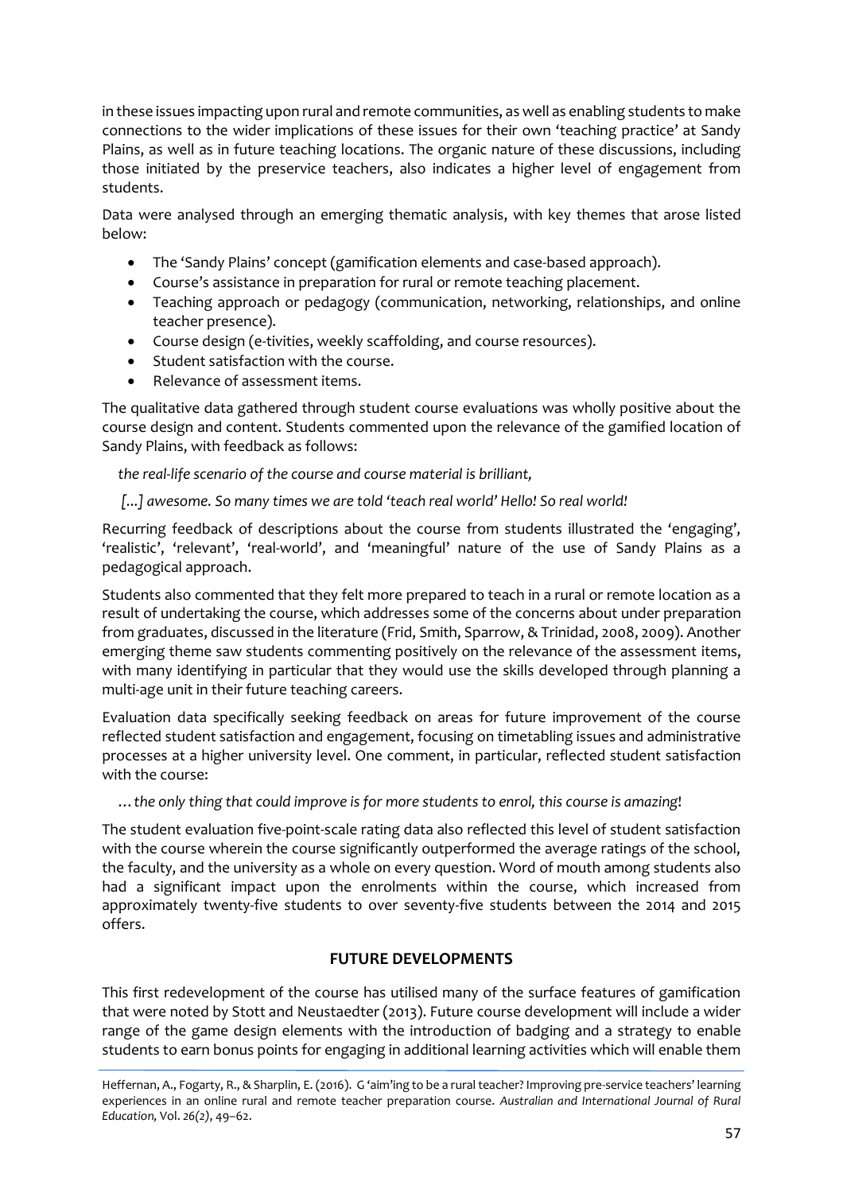in these issues impacting upon rural and remote communities, as well as enabling students to make connections to the wider implications of these issues for their own 'teaching practice' at Sandy Plains, as well as in future teaching locations. The organic nature of these discussions, including those initiated by the preservice teachers, also indicates a higher level of engagement from students.

Data were analysed through an emerging thematic analysis, with key themes that arose listed below:

- The 'Sandy Plains' concept (gamification elements and case-based approach).
- Course's assistance in preparation for rural or remote teaching placement.
- Teaching approach or pedagogy (communication, networking, relationships, and online teacher presence).
- Course design (e-tivities, weekly scaffolding, and course resources).
- Student satisfaction with the course.
- Relevance of assessment items.

The qualitative data gathered through student course evaluations was wholly positive about the course design and content. Students commented upon the relevance of the gamified location of Sandy Plains, with feedback as follows:

*the real-life scenario of the course and course material is brilliant,*

*[...] awesome. So many times we are told 'teach real world' Hello! So real world!*

Recurring feedback of descriptions about the course from students illustrated the 'engaging', 'realistic', 'relevant', 'real-world', and 'meaningful' nature of the use of Sandy Plains as a pedagogical approach.

Students also commented that they felt more prepared to teach in a rural or remote location as a result of undertaking the course, which addresses some of the concerns about under preparation from graduates, discussed in the literature (Frid, Smith, Sparrow, & Trinidad, 2008, 2009). Another emerging theme saw students commenting positively on the relevance of the assessment items, with many identifying in particular that they would use the skills developed through planning a multi-age unit in their future teaching careers.

Evaluation data specifically seeking feedback on areas for future improvement of the course reflected student satisfaction and engagement, focusing on timetabling issues and administrative processes at a higher university level. One comment, in particular, reflected student satisfaction with the course:

*…the only thing that could improve is for more students to enrol, this course is amazing*!

The student evaluation five-point-scale rating data also reflected this level of student satisfaction with the course wherein the course significantly outperformed the average ratings of the school, the faculty, and the university as a whole on every question. Word of mouth among students also had a significant impact upon the enrolments within the course, which increased from approximately twenty-five students to over seventy-five students between the 2014 and 2015 offers.

## FUTURE DEVELOPMENTS

This first redevelopment of the course has utilised many of the surface features of gamification that were noted by Stott and Neustaedter (2013). Future course development will include a wider range of the game design elements with the introduction of badging and a strategy to enable students to earn bonus points for engaging in additional learning activities which will enable them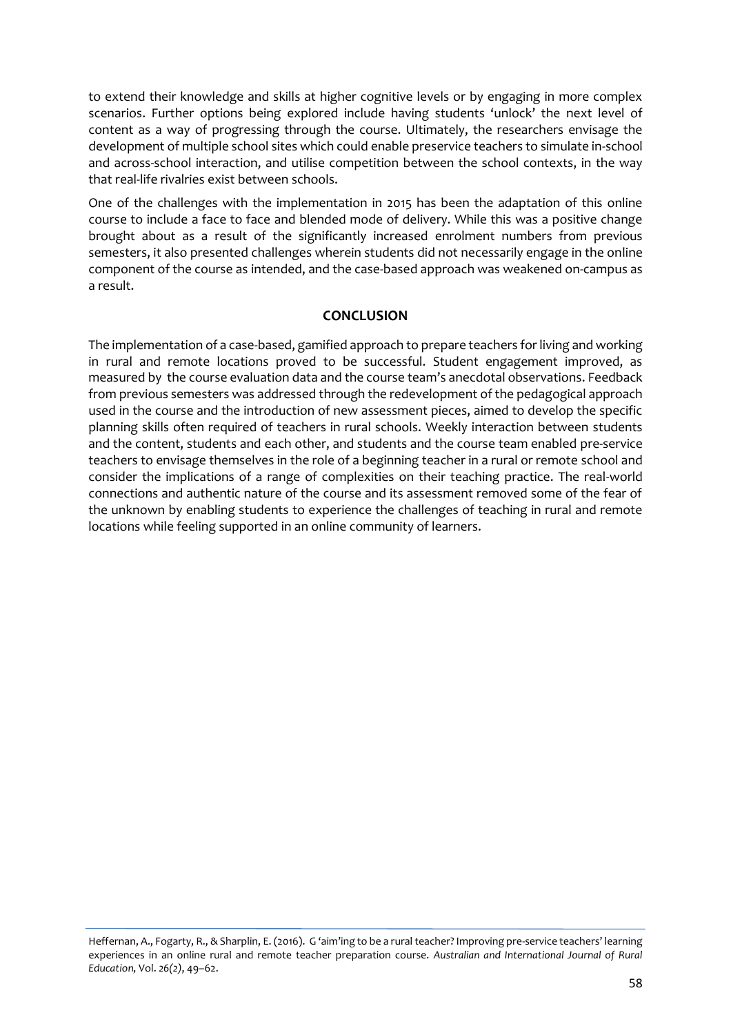to extend their knowledge and skills at higher cognitive levels or by engaging in more complex scenarios. Further options being explored include having students 'unlock' the next level of content as a way of progressing through the course. Ultimately, the researchers envisage the development of multiple school sites which could enable preservice teachers to simulate in-school and across-school interaction, and utilise competition between the school contexts, in the way that real-life rivalries exist between schools.

One of the challenges with the implementation in 2015 has been the adaptation of this online course to include a face to face and blended mode of delivery. While this was a positive change brought about as a result of the significantly increased enrolment numbers from previous semesters, it also presented challenges wherein students did not necessarily engage in the online component of the course as intended, and the case-based approach was weakened on-campus as a result.

## CONCLUSION

The implementation of a case-based, gamified approach to prepare teachers for living and working in rural and remote locations proved to be successful. Student engagement improved, as measured by the course evaluation data and the course team's anecdotal observations. Feedback from previous semesters was addressed through the redevelopment of the pedagogical approach used in the course and the introduction of new assessment pieces, aimed to develop the specific planning skills often required of teachers in rural schools. Weekly interaction between students and the content, students and each other, and students and the course team enabled pre-service teachers to envisage themselves in the role of a beginning teacher in a rural or remote school and consider the implications of a range of complexities on their teaching practice. The real-world connections and authentic nature of the course and its assessment removed some of the fear of the unknown by enabling students to experience the challenges of teaching in rural and remote locations while feeling supported in an online community of learners.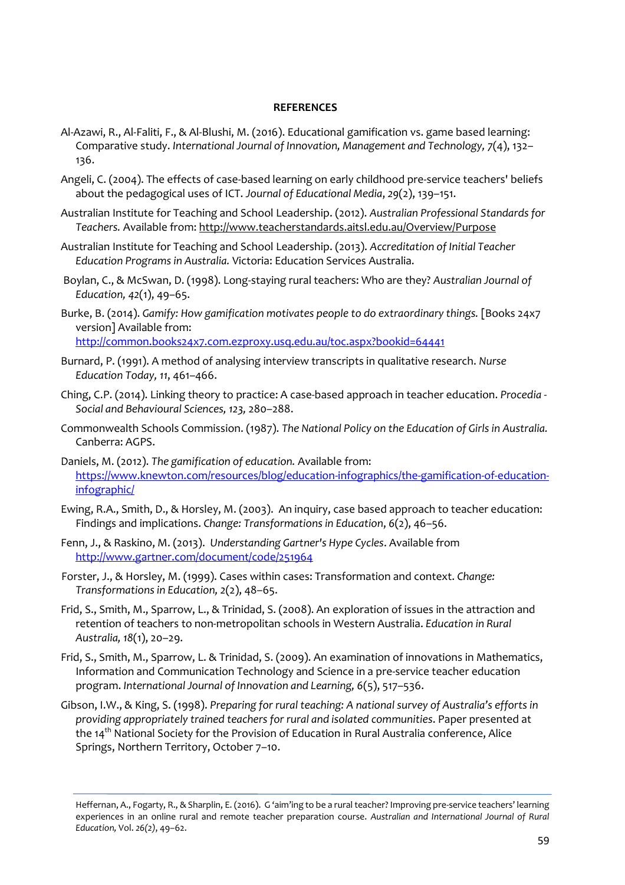**REFERENCES**

Al-Azawi, R., Al-Faliti, F., & Al-Blushi, M. (2016). Educational gamification vs. game based learning: Comparative study. *International Journal of Innovation, Management and Technology, 7*(4), 132–136.

Angeli, C. (2004). The effects of case-based learning on early childhood pre-service teachers' beliefs about the pedagogical uses of ICT. *Journal of Educational Media*, *29*(2), 139–151.

Australian Institute for Teaching and School Leadership. (2012). *Australian Professional Standards for Teachers.* Available from: http://www.teacherstandards.aitsl.edu.au/Overview/Purpose

Australian Institute for Teaching and School Leadership. (2013). *Accreditation of Initial Teacher Education Programs in Australia.* Victoria: Education Services Australia.

Boylan, C., & McSwan, D. (1998). Long-staying rural teachers: Who are they? *Australian Journal of Education, 42*(1), 49–65.

Burke, B. (2014). *Gamify: How gamification motivates people to do extraordinary things.* [Books 24x7 version] Available from: http://common.books24x7.com.ezproxy.usq.edu.au/toc.aspx?bookid=64441

Burnard, P. (1991). A method of analysing interview transcripts in qualitative research. *Nurse Education Today, 11*, 461–466.

Ching, C.P. (2014). Linking theory to practice: A case-based approach in teacher education. *Procedia - Social and Behavioural Sciences, 123,* 280–288.

Commonwealth Schools Commission. (1987). *The National Policy on the Education of Girls in Australia.* Canberra: AGPS.

Daniels, M. (2012). *The gamification of education.* Available from: https://www.knewton.com/resources/blog/education-infographics/the-gamification-of-education-infographic/

Ewing, R.A., Smith, D., & Horsley, M. (2003). An inquiry, case based approach to teacher education: Findings and implications. *Change: Transformations in Education*, *6*(2), 46–56.

Fenn, J., & Raskino, M. (2013). *Understanding Gartner's Hype Cycles*. Available from http://www.gartner.com/document/code/251964

Forster, J., & Horsley, M. (1999). Cases within cases: Transformation and context. *Change: Transformations in Education, 2*(2), 48–65.

Frid, S., Smith, M., Sparrow, L., & Trinidad, S. (2008). An exploration of issues in the attraction and retention of teachers to non-metropolitan schools in Western Australia. *Education in Rural Australia, 18*(1), 20–29.

Frid, S., Smith, M., Sparrow, L. & Trinidad, S. (2009). An examination of innovations in Mathematics, Information and Communication Technology and Science in a pre-service teacher education program. *International Journal of Innovation and Learning, 6*(5), 517–536.

Gibson, I.W., & King, S. (1998). *Preparing for rural teaching: A national survey of Australia's efforts in providing appropriately trained teachers for rural and isolated communities*. Paper presented at the 14th National Society for the Provision of Education in Rural Australia conference, Alice Springs, Northern Territory, October 7–10.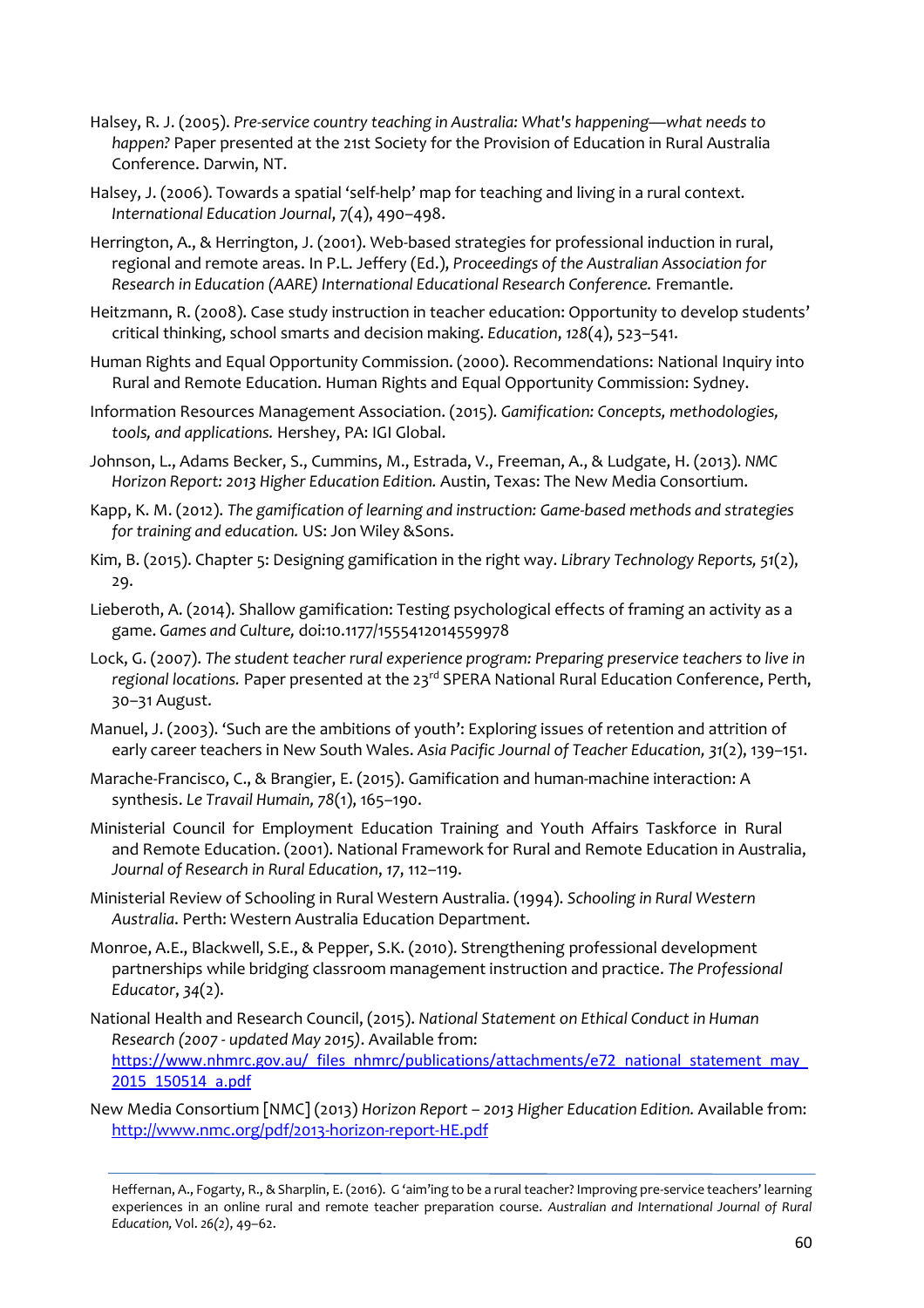Halsey, R. J. (2005). *Pre-service country teaching in Australia: What's happening—what needs to happen?* Paper presented at the 21st Society for the Provision of Education in Rural Australia Conference. Darwin, NT.

Halsey, J. (2006). Towards a spatial 'self-help' map for teaching and living in a rural context. *International Education Journal*, *7*(4), 490–498.

Herrington, A., & Herrington, J. (2001). Web-based strategies for professional induction in rural, regional and remote areas. In P.L. Jeffery (Ed.), *Proceedings of the Australian Association for Research in Education (AARE) International Educational Research Conference.* Fremantle.

Heitzmann, R. (2008). Case study instruction in teacher education: Opportunity to develop students' critical thinking, school smarts and decision making. *Education*, *128*(4), 523–541.

Human Rights and Equal Opportunity Commission. (2000). Recommendations: National Inquiry into Rural and Remote Education. Human Rights and Equal Opportunity Commission: Sydney.

Information Resources Management Association. (2015). *Gamification: Concepts, methodologies, tools, and applications.* Hershey, PA: IGI Global.

Johnson, L., Adams Becker, S., Cummins, M., Estrada, V., Freeman, A., & Ludgate, H. (2013). *NMC Horizon Report: 2013 Higher Education Edition.* Austin, Texas: The New Media Consortium.

Kapp, K. M. (2012). *The gamification of learning and instruction: Game-based methods and strategies for training and education.* US: Jon Wiley &Sons.

Kim, B. (2015). Chapter 5: Designing gamification in the right way. *Library Technology Reports, 51*(2), 29.

Lieberoth, A. (2014). Shallow gamification: Testing psychological effects of framing an activity as a game. *Games and Culture,* doi:10.1177/1555412014559978

Lock, G. (2007). *The student teacher rural experience program: Preparing preservice teachers to live in regional locations.* Paper presented at the 23rd SPERA National Rural Education Conference, Perth, 30–31 August.

Manuel, J. (2003). 'Such are the ambitions of youth': Exploring issues of retention and attrition of early career teachers in New South Wales. *Asia Pacific Journal of Teacher Education, 31*(2), 139–151.

Marache-Francisco, C., & Brangier, E. (2015). Gamification and human-machine interaction: A synthesis. *Le Travail Humain, 78*(1), 165–190.

Ministerial Council for Employment Education Training and Youth Affairs Taskforce in Rural and Remote Education. (2001). National Framework for Rural and Remote Education in Australia, *Journal of Research in Rural Education*, *17*, 112–119.

Ministerial Review of Schooling in Rural Western Australia. (1994). *Schooling in Rural Western Australia.* Perth: Western Australia Education Department.

Monroe, A.E., Blackwell, S.E., & Pepper, S.K. (2010). Strengthening professional development partnerships while bridging classroom management instruction and practice. *The Professional Educator*, *34*(2).

National Health and Research Council, (2015). *National Statement on Ethical Conduct in Human Research (2007 - updated May 2015)*. Available from: https://www.nhmrc.gov.au/_files_nhmrc/publications/attachments/e72_national_statement_may_2015_150514_a.pdf

New Media Consortium [NMC] (2013) *Horizon Report – 2013 Higher Education Edition.* Available from: http://www.nmc.org/pdf/2013-horizon-report-HE.pdf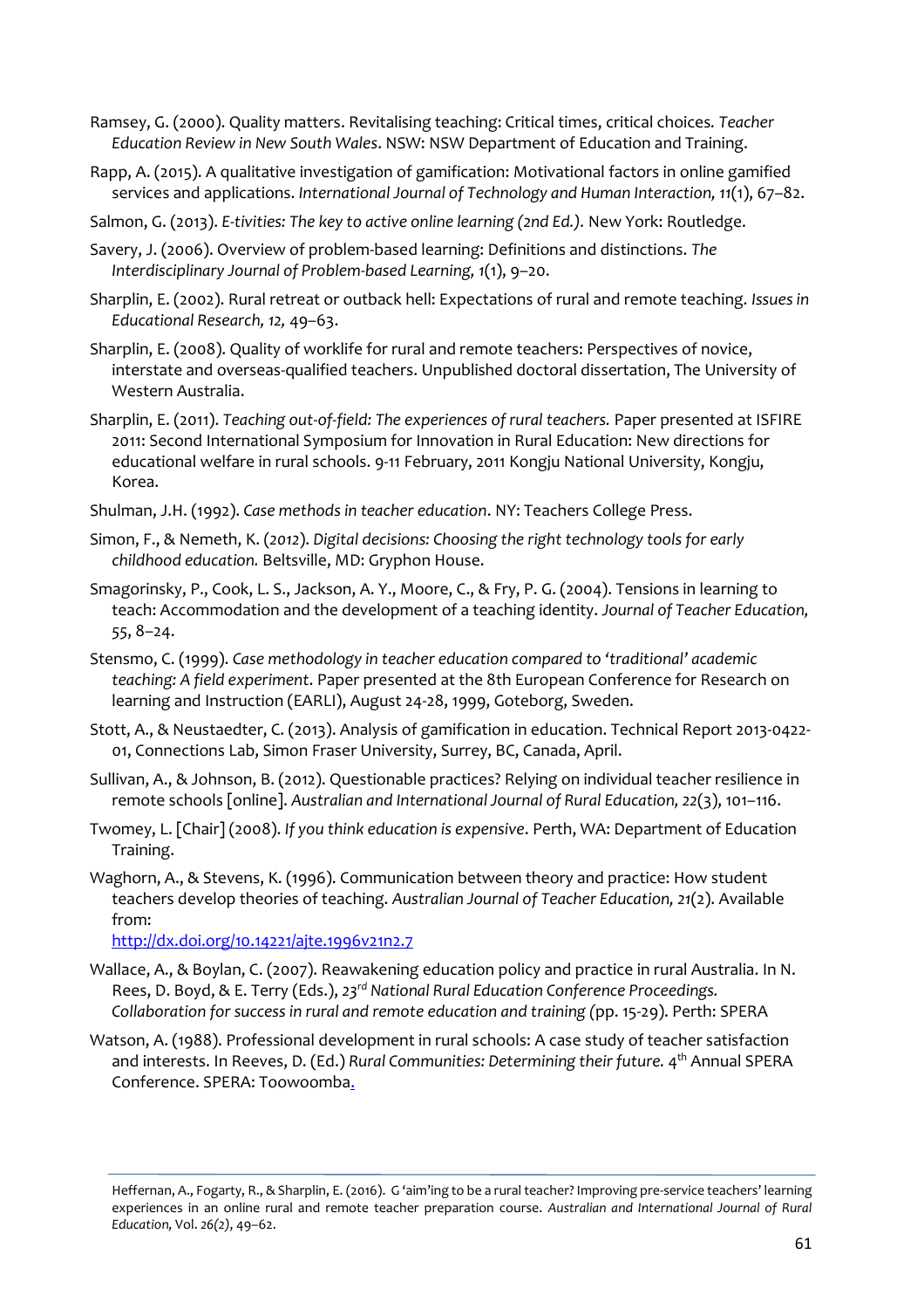Ramsey, G. (2000). Quality matters. Revitalising teaching: Critical times, critical choices. *Teacher Education Review in New South Wales*. NSW: NSW Department of Education and Training.

Rapp, A. (2015). A qualitative investigation of gamification: Motivational factors in online gamified services and applications. *International Journal of Technology and Human Interaction, 11*(1), 67–82.

Salmon, G. (2013). *E-tivities: The key to active online learning (2nd Ed.).* New York: Routledge.

Savery, J. (2006). Overview of problem-based learning: Definitions and distinctions. *The Interdisciplinary Journal of Problem-based Learning, 1*(1), 9–20.

Sharplin, E. (2002). Rural retreat or outback hell: Expectations of rural and remote teaching. *Issues in Educational Research, 12,* 49–63.

Sharplin, E. (2008). Quality of worklife for rural and remote teachers: Perspectives of novice, interstate and overseas-qualified teachers. Unpublished doctoral dissertation, The University of Western Australia.

Sharplin, E. (2011). *Teaching out-of-field: The experiences of rural teachers.* Paper presented at ISFIRE 2011: Second International Symposium for Innovation in Rural Education: New directions for educational welfare in rural schools. 9-11 February, 2011 Kongju National University, Kongju, Korea.

Shulman, J.H. (1992). *Case methods in teacher education*. NY: Teachers College Press.

Simon, F., & Nemeth, K. (*2012*). *Digital decisions: Choosing the right technology tools for early childhood education.* Beltsville, MD: Gryphon House.

Smagorinsky, P., Cook, L. S., Jackson, A. Y., Moore, C., & Fry, P. G. (2004). Tensions in learning to teach: Accommodation and the development of a teaching identity. *Journal of Teacher Education, 55*, 8–24.

Stensmo, C. (1999). *Case methodology in teacher education compared to 'traditional' academic teaching: A field experiment*. Paper presented at the 8th European Conference for Research on learning and Instruction (EARLI), August 24-28, 1999, Goteborg, Sweden.

Stott, A., & Neustaedter, C. (2013). Analysis of gamification in education. Technical Report 2013-0422-01, Connections Lab, Simon Fraser University, Surrey, BC, Canada, April.

Sullivan, A., & Johnson, B. (2012). Questionable practices? Relying on individual teacher resilience in remote schools [online]. *Australian and International Journal of Rural Education, 22*(3), 101–116.

Twomey, L. [Chair] (2008). *If you think education is expensive*. Perth, WA: Department of Education Training.

Waghorn, A., & Stevens, K. (1996). Communication between theory and practice: How student teachers develop theories of teaching. *Australian Journal of Teacher Education, 21*(2). Available from:
http://dx.doi.org/10.14221/ajte.1996v21n2.7

Wallace, A., & Boylan, C. (2007). Reawakening education policy and practice in rural Australia. In N. Rees, D. Boyd, & E. Terry (Eds.), *23rd National Rural Education Conference Proceedings. Collaboration for success in rural and remote education and training* (pp. 15-29). Perth: SPERA

Watson, A. (1988). Professional development in rural schools: A case study of teacher satisfaction and interests. In Reeves, D. (Ed.) *Rural Communities: Determining their future.* 4th Annual SPERA Conference. SPERA: Toowoomba.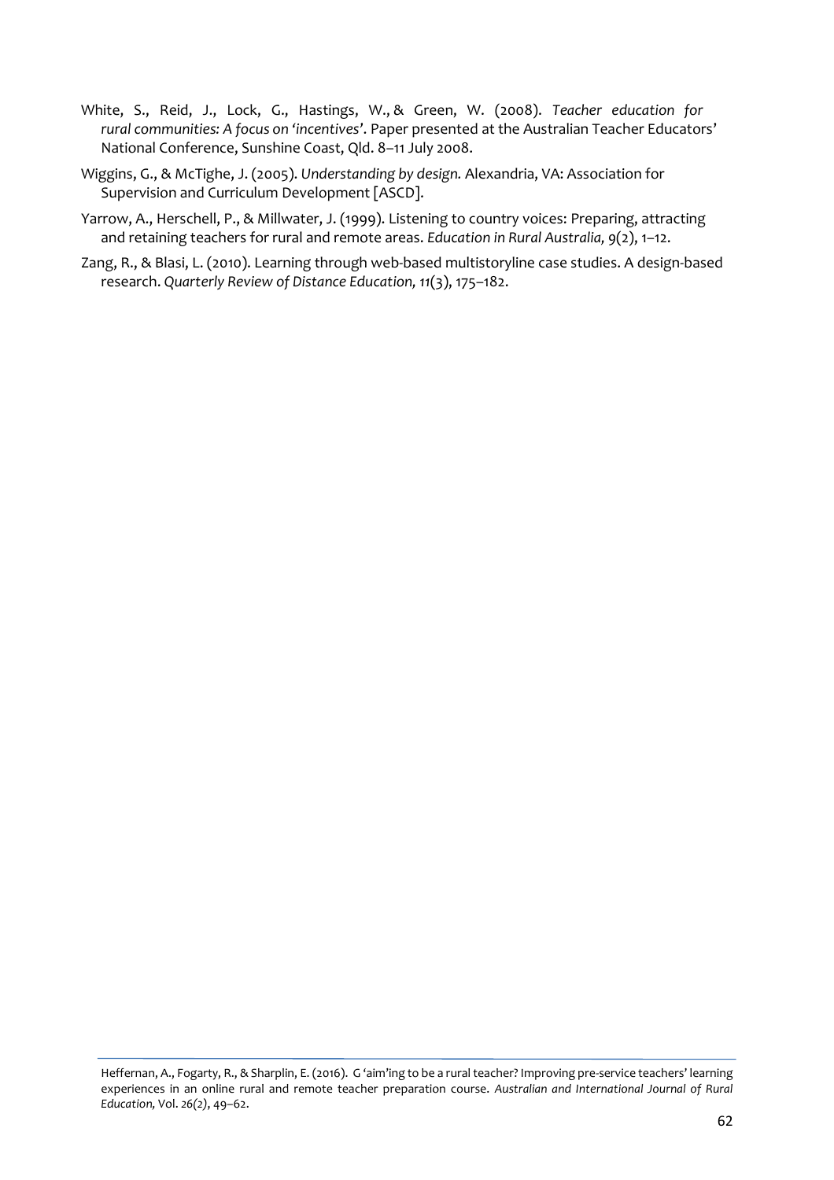White, S., Reid, J., Lock, G., Hastings, W., & Green, W. (2008). *Teacher education for rural communities: A focus on 'incentives'*. Paper presented at the Australian Teacher Educators' National Conference, Sunshine Coast, Qld. 8–11 July 2008.

Wiggins, G., & McTighe, J. (2005). *Understanding by design.* Alexandria, VA: Association for Supervision and Curriculum Development [ASCD].

Yarrow, A., Herschell, P., & Millwater, J. (1999). Listening to country voices: Preparing, attracting and retaining teachers for rural and remote areas. *Education in Rural Australia, 9*(2), 1–12.

Zang, R., & Blasi, L. (2010). Learning through web-based multistoryline case studies. A design-based research. *Quarterly Review of Distance Education, 11*(3), 175–182.